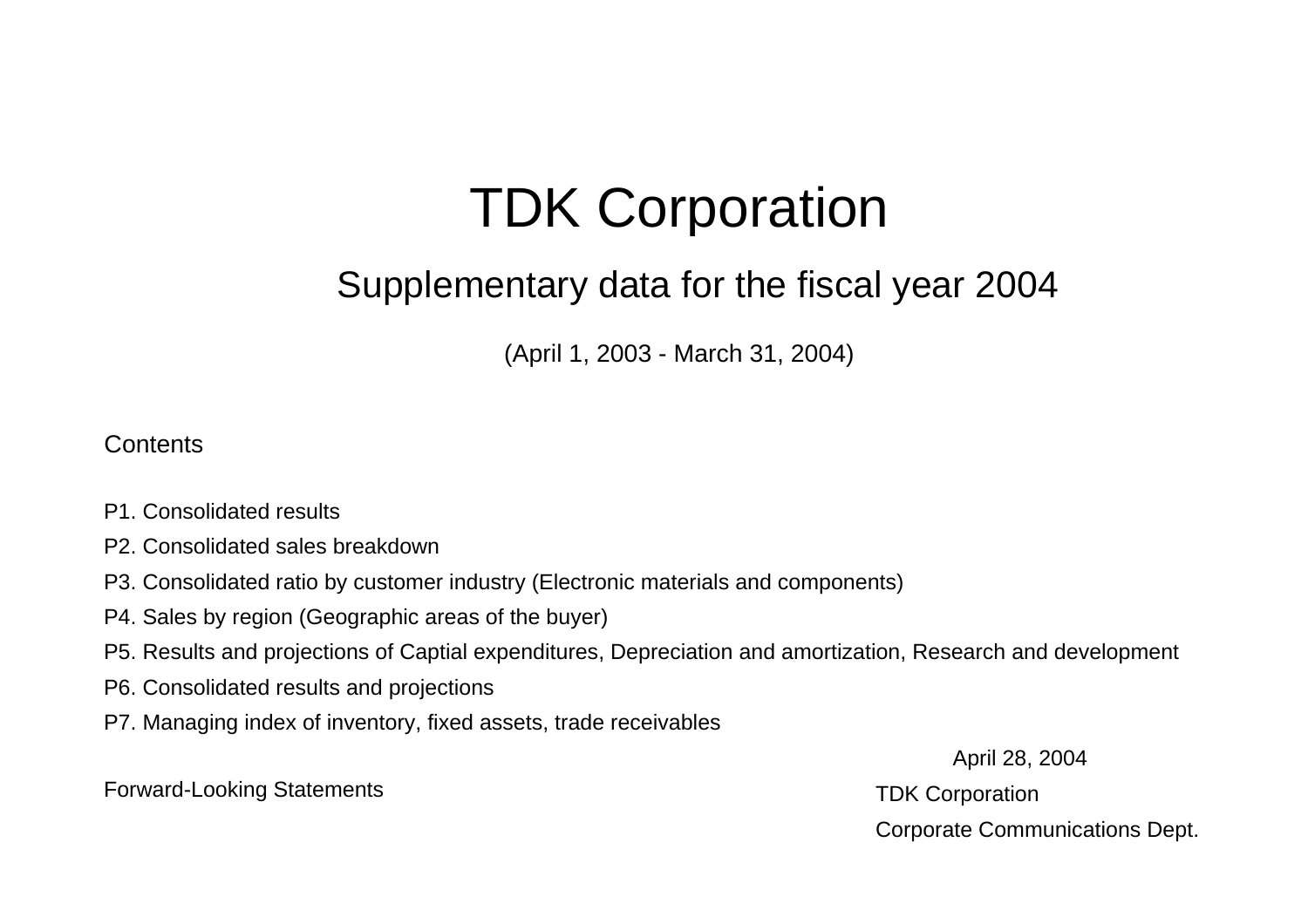# TDK Corporation

## Supplementary data for the fiscal year 2004

(April 1, 2003 - March 31, 2004)

Contents

P1. Consolidated results

P2. Consolidated sales breakdown

P3. Consolidated ratio by customer industry (Electronic materials and components)

P4. Sales by region (Geographic areas of the buyer)

P5. Results and projections of Captial expenditures, Depreciation and amortization, Research and development

P6. Consolidated results and projections

P7. Managing index of inventory, fixed assets, trade receivables

April 28, 2004

TDK Corporation

Corporate Communications Dept.

Forward-Looking Statements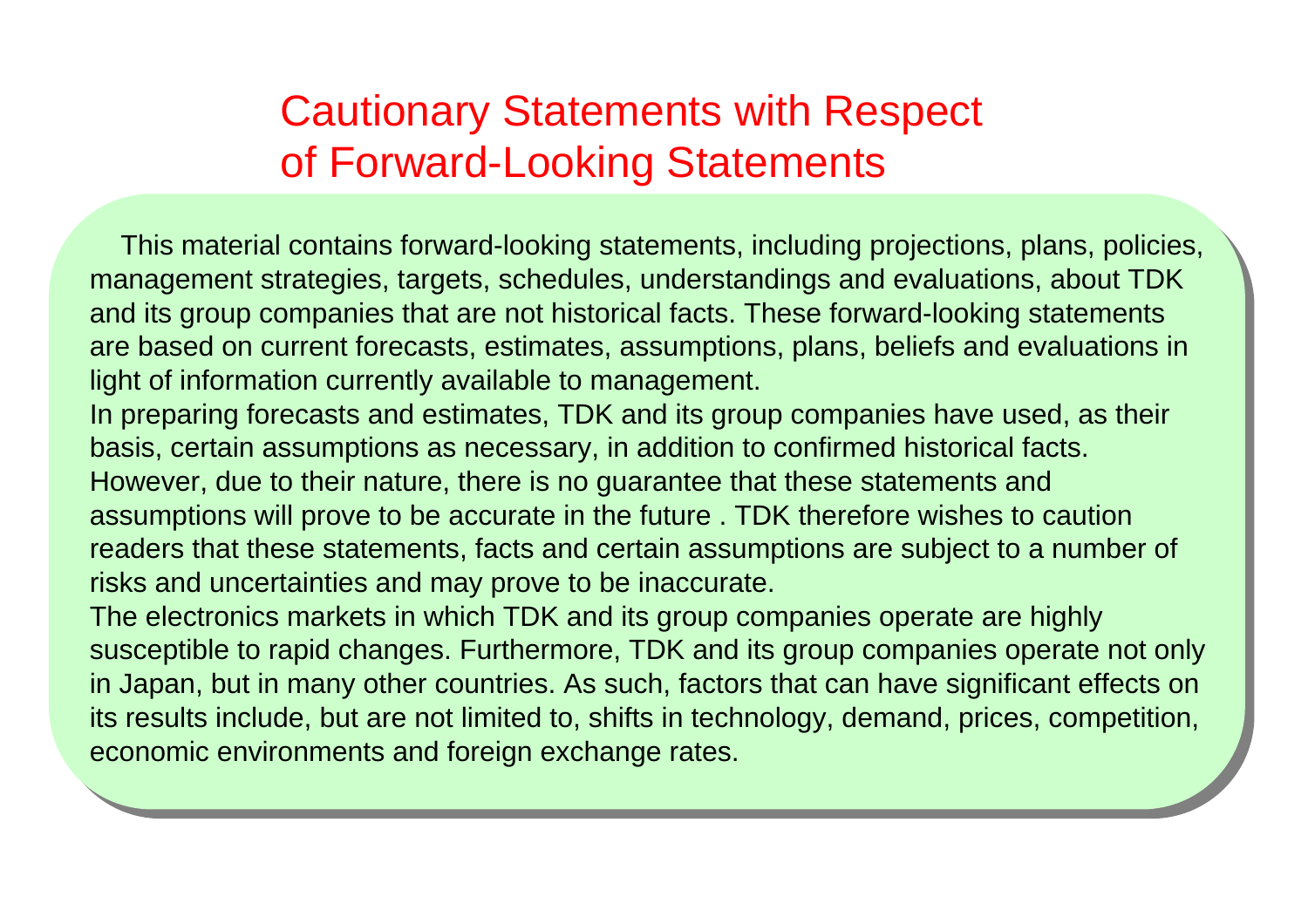# Cautionary Statements with Respect of Forward-Looking Statements

This material contains forward-looking statements, including projections, plans, policies, management strategies, targets, schedules, understandings and evaluations, about TDK and its group companies that are not historical facts. These forward-looking statements are based on current forecasts, estimates, assumptions, plans, beliefs and evaluations in light of information currently available to management.

In preparing forecasts and estimates, TDK and its group companies have used, as their basis, certain assumptions as necessary, in addition to confirmed historical facts. However, due to their nature, there is no guarantee that these statements and assumptions will prove to be accurate in the future . TDK therefore wishes to caution readers that these statements, facts and certain assumptions are subject to a number of risks and uncertainties and may prove to be inaccurate.

The electronics markets in which TDK and its group companies operate are highly susceptible to rapid changes. Furthermore, TDK and its group companies operate not only in Japan, but in many other countries. As such, factors that can have significant effects on its results include, but are not limited to, shifts in technology, demand, prices, competition, economic environments and foreign exchange rates.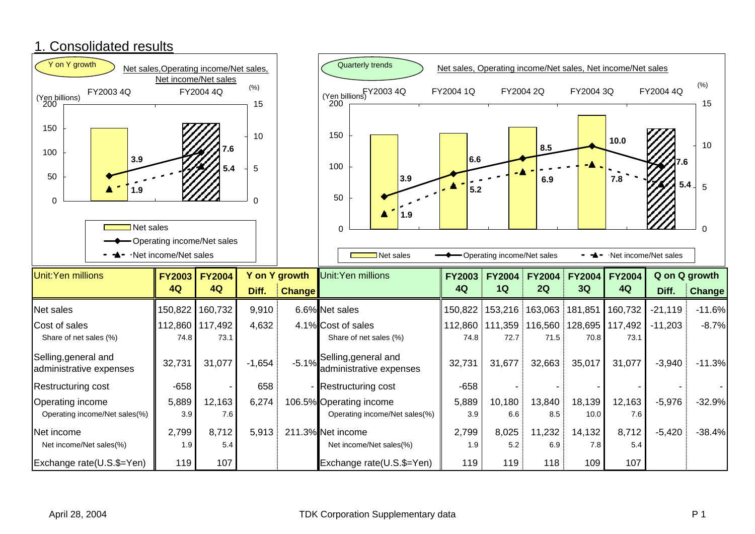## 1. Consolidated results

**Y on Y growth** — Net sales, Operating income/Net sales, Net income/Net sales

(Yen billions) / (%)

| | FY2003 4Q | FY2004 4Q |
|---|---|---|
| Operating income/Net sales (%) | 3.9 | 7.6 |
| Net income/Net sales (%) | 1.9 | 5.4 |

Legend: Net sales; Operating income/Net sales; Net income/Net sales

**Quarterly trends** — Net sales, Operating income/Net sales, Net income/Net sales

(Yen billions) / (%)

| | FY2003 4Q | FY2004 1Q | FY2004 2Q | FY2004 3Q | FY2004 4Q |
|---|---|---|---|---|---|
| Operating income/Net sales (%) | 3.9 | 6.6 | 8.5 | 10.0 | 7.6 |
| Net income/Net sales (%) | 1.9 | 5.2 | 6.9 | 7.8 | 5.4 |

Legend: Net sales; Operating income/Net sales; Net income/Net sales

| Unit:Yen millions | FY2003 4Q | FY2004 4Q | Y on Y growth Diff. | Y on Y growth Change |
|---|---|---|---|---|
| Net sales | 150,822 | 160,732 | 9,910 | 6.6% |
| Cost of sales | 112,860 | 117,492 | 4,632 | 4.1% |
| Share of net sales (%) | 74.8 | 73.1 | | |
| Selling,general and administrative expenses | 32,731 | 31,077 | -1,654 | -5.1% |
| Restructuring cost | -658 | - | 658 | - |
| Operating income | 5,889 | 12,163 | 6,274 | 106.5% |
| Operating income/Net sales(%) | 3.9 | 7.6 | | |
| Net income | 2,799 | 8,712 | 5,913 | 211.3% |
| Net income/Net sales(%) | 1.9 | 5.4 | | |
| Exchange rate(U.S.$=Yen) | 119 | 107 | | |

| Unit:Yen millions | FY2003 4Q | FY2004 1Q | FY2004 2Q | FY2004 3Q | FY2004 4Q | Q on Q growth Diff. | Q on Q growth Change |
|---|---|---|---|---|---|---|---|
| Net sales | 150,822 | 153,216 | 163,063 | 181,851 | 160,732 | -21,119 | -11.6% |
| Cost of sales | 112,860 | 111,359 | 116,560 | 128,695 | 117,492 | -11,203 | -8.7% |
| Share of net sales (%) | 74.8 | 72.7 | 71.5 | 70.8 | 73.1 | | |
| Selling,general and administrative expenses | 32,731 | 31,677 | 32,663 | 35,017 | 31,077 | -3,940 | -11.3% |
| Restructuring cost | -658 | - | - | - | - | - | - |
| Operating income | 5,889 | 10,180 | 13,840 | 18,139 | 12,163 | -5,976 | -32.9% |
| Operating income/Net sales(%) | 3.9 | 6.6 | 8.5 | 10.0 | 7.6 | | |
| Net income | 2,799 | 8,025 | 11,232 | 14,132 | 8,712 | -5,420 | -38.4% |
| Net income/Net sales(%) | 1.9 | 5.2 | 6.9 | 7.8 | 5.4 | | |
| Exchange rate(U.S.$=Yen) | 119 | 119 | 118 | 109 | 107 | | |

April 28, 2004 TDK Corporation Supplementary data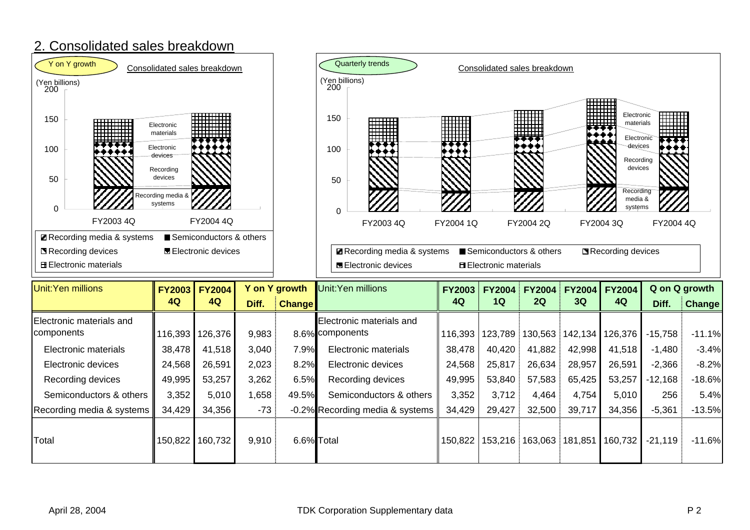## 2. Consolidated sales breakdown

Y on Y growth

Consolidated sales breakdown

(Yen billions)

Recording media & systems, Semiconductors & others, Recording devices, Electronic devices, Electronic materials

Quarterly trends

Consolidated sales breakdown

(Yen billions)

Recording media & systems, Semiconductors & others, Recording devices, Electronic devices, Electronic materials

| Unit:Yen millions | FY2003 4Q | FY2004 4Q | Y on Y growth | |
|---|---|---|---|---|
| | | | Diff. | Change |
| Electronic materials and components | 116,393 | 126,376 | 9,983 | 8.6% |
| Electronic materials | 38,478 | 41,518 | 3,040 | 7.9% |
| Electronic devices | 24,568 | 26,591 | 2,023 | 8.2% |
| Recording devices | 49,995 | 53,257 | 3,262 | 6.5% |
| Semiconductors & others | 3,352 | 5,010 | 1,658 | 49.5% |
| Recording media & systems | 34,429 | 34,356 | -73 | -0.2% |
| Total | 150,822 | 160,732 | 9,910 | 6.6% |

| Unit:Yen millions | FY2003 4Q | FY2004 1Q | FY2004 2Q | FY2004 3Q | FY2004 4Q | Q on Q growth | |
|---|---|---|---|---|---|---|---|
| | | | | | | Diff. | Change |
| Electronic materials and components | 116,393 | 123,789 | 130,563 | 142,134 | 126,376 | -15,758 | -11.1% |
| Electronic materials | 38,478 | 40,420 | 41,882 | 42,998 | 41,518 | -1,480 | -3.4% |
| Electronic devices | 24,568 | 25,817 | 26,634 | 28,957 | 26,591 | -2,366 | -8.2% |
| Recording devices | 49,995 | 53,840 | 57,583 | 65,425 | 53,257 | -12,168 | -18.6% |
| Semiconductors & others | 3,352 | 3,712 | 4,464 | 4,754 | 5,010 | 256 | 5.4% |
| Recording media & systems | 34,429 | 29,427 | 32,500 | 39,717 | 34,356 | -5,361 | -13.5% |
| Total | 150,822 | 153,216 | 163,063 | 181,851 | 160,732 | -21,119 | -11.6% |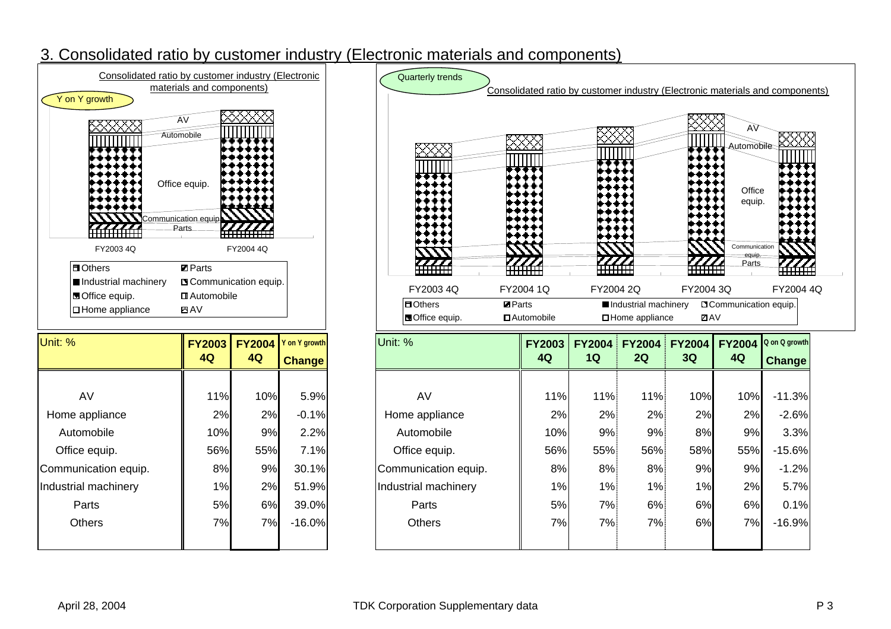## 3. Consolidated ratio by customer industry (Electronic materials and components)

Consolidated ratio by customer industry (Electronic materials and components)

Y on Y growth

| Unit: % | FY2003 4Q | FY2004 4Q | Y on Y growth Change |
|---|---|---|---|
| AV | 11% | 10% | 5.9% |
| Home appliance | 2% | 2% | -0.1% |
| Automobile | 10% | 9% | 2.2% |
| Office equip. | 56% | 55% | 7.1% |
| Communication equip. | 8% | 9% | 30.1% |
| Industrial machinery | 1% | 2% | 51.9% |
| Parts | 5% | 6% | 39.0% |
| Others | 7% | 7% | -16.0% |

Quarterly trends

Consolidated ratio by customer industry (Electronic materials and components)

| Unit: % | FY2003 4Q | FY2004 1Q | FY2004 2Q | FY2004 3Q | FY2004 4Q | Q on Q growth Change |
|---|---|---|---|---|---|---|
| AV | 11% | 11% | 11% | 10% | 10% | -11.3% |
| Home appliance | 2% | 2% | 2% | 2% | 2% | -2.6% |
| Automobile | 10% | 9% | 9% | 8% | 9% | 3.3% |
| Office equip. | 56% | 55% | 56% | 58% | 55% | -15.6% |
| Communication equip. | 8% | 8% | 8% | 9% | 9% | -1.2% |
| Industrial machinery | 1% | 1% | 1% | 1% | 2% | 5.7% |
| Parts | 5% | 7% | 6% | 6% | 6% | 0.1% |
| Others | 7% | 7% | 7% | 6% | 7% | -16.9% |

April 28, 2004 — TDK Corporation Supplementary data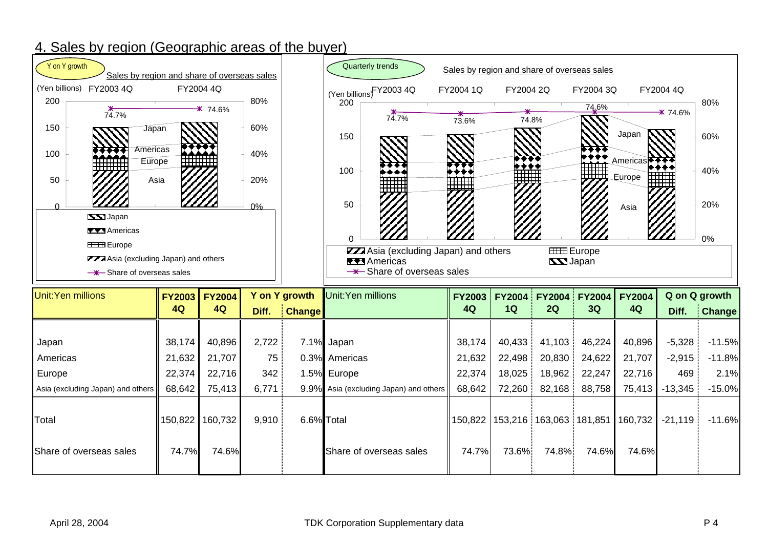## 4. Sales by region (Geographic areas of the buyer)

Y on Y growth

Sales by region and share of overseas sales

(Yen billions) FY2003 4Q FY2004 4Q

Quarterly trends

Sales by region and share of overseas sales

(Yen billions) FY2003 4Q FY2004 1Q FY2004 2Q FY2004 3Q FY2004 4Q

| Unit:Yen millions | FY2003 4Q | FY2004 4Q | Y on Y growth Diff. | Change |
|---|---|---|---|---|
| Japan | 38,174 | 40,896 | 2,722 | 7.1% |
| Americas | 21,632 | 21,707 | 75 | 0.3% |
| Europe | 22,374 | 22,716 | 342 | 1.5% |
| Asia (excluding Japan) and others | 68,642 | 75,413 | 6,771 | 9.9% |
| Total | 150,822 | 160,732 | 9,910 | 6.6% |
| Share of overseas sales | 74.7% | 74.6% | | |

| Unit:Yen millions | FY2003 4Q | FY2004 1Q | FY2004 2Q | FY2004 3Q | FY2004 4Q | Q on Q growth Diff. | Change |
|---|---|---|---|---|---|---|---|
| Japan | 38,174 | 40,433 | 41,103 | 46,224 | 40,896 | -5,328 | -11.5% |
| Americas | 21,632 | 22,498 | 20,830 | 24,622 | 21,707 | -2,915 | -11.8% |
| Europe | 22,374 | 18,025 | 18,962 | 22,247 | 22,716 | 469 | 2.1% |
| Asia (excluding Japan) and others | 68,642 | 72,260 | 82,168 | 88,758 | 75,413 | -13,345 | -15.0% |
| Total | 150,822 | 153,216 | 163,063 | 181,851 | 160,732 | -21,119 | -11.6% |
| Share of overseas sales | 74.7% | 73.6% | 74.8% | 74.6% | 74.6% | | |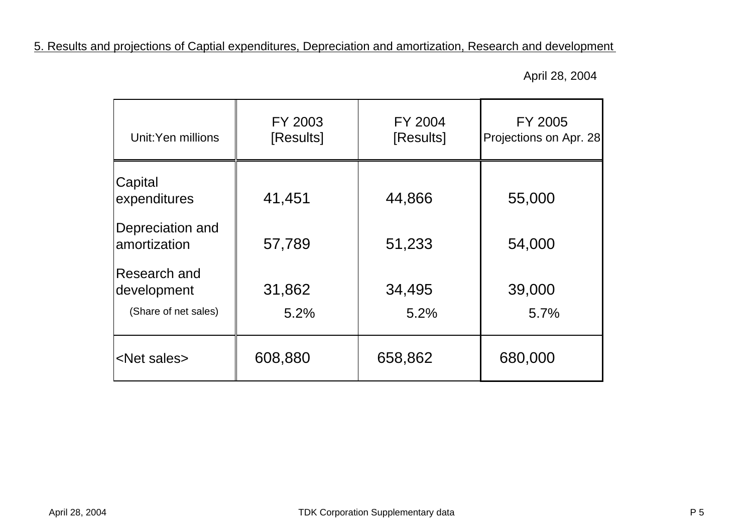## 5. Results and projections of Captial expenditures, Depreciation and amortization, Research and development

April 28, 2004

| Unit:Yen millions | FY 2003 [Results] | FY 2004 [Results] | FY 2005 Projections on Apr. 28 |
|---|---|---|---|
| Capital expenditures | 41,451 | 44,866 | 55,000 |
| Depreciation and amortization | 57,789 | 51,233 | 54,000 |
| Research and development | 31,862 | 34,495 | 39,000 |
| (Share of net sales) | 5.2% | 5.2% | 5.7% |
| <Net sales> | 608,880 | 658,862 | 680,000 |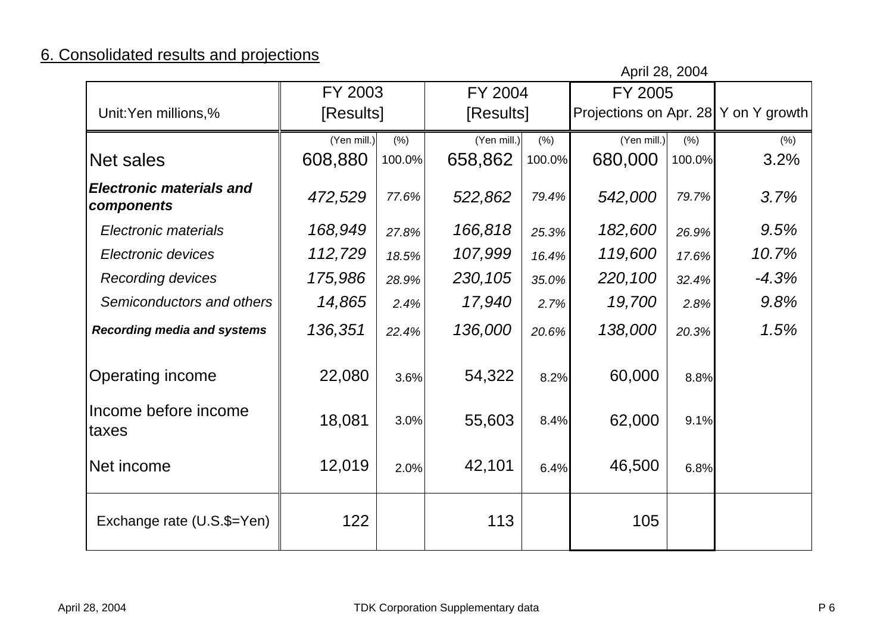## 6. Consolidated results and projections

April 28, 2004

| Unit:Yen millions,% | FY 2003 [Results] | | FY 2004 [Results] | | FY 2005 Projections on Apr. 28 | | Y on Y growth |
|---|---|---|---|---|---|---|---|
| | (Yen mill.) | (%) | (Yen mill.) | (%) | (Yen mill.) | (%) | (%) |
| Net sales | 608,880 | 100.0% | 658,862 | 100.0% | 680,000 | 100.0% | 3.2% |
| ***Electronic materials and components*** | *472,529* | *77.6%* | *522,862* | *79.4%* | *542,000* | *79.7%* | *3.7%* |
| *Electronic materials* | *168,949* | *27.8%* | *166,818* | *25.3%* | *182,600* | *26.9%* | *9.5%* |
| *Electronic devices* | *112,729* | *18.5%* | *107,999* | *16.4%* | *119,600* | *17.6%* | *10.7%* |
| *Recording devices* | *175,986* | *28.9%* | *230,105* | *35.0%* | *220,100* | *32.4%* | *-4.3%* |
| *Semiconductors and others* | *14,865* | *2.4%* | *17,940* | *2.7%* | *19,700* | *2.8%* | *9.8%* |
| ***Recording media and systems*** | *136,351* | *22.4%* | *136,000* | *20.6%* | *138,000* | *20.3%* | *1.5%* |
| Operating income | 22,080 | 3.6% | 54,322 | 8.2% | 60,000 | 8.8% | |
| Income before income taxes | 18,081 | 3.0% | 55,603 | 8.4% | 62,000 | 9.1% | |
| Net income | 12,019 | 2.0% | 42,101 | 6.4% | 46,500 | 6.8% | |
| Exchange rate (U.S.$=Yen) | 122 | | 113 | | 105 | | |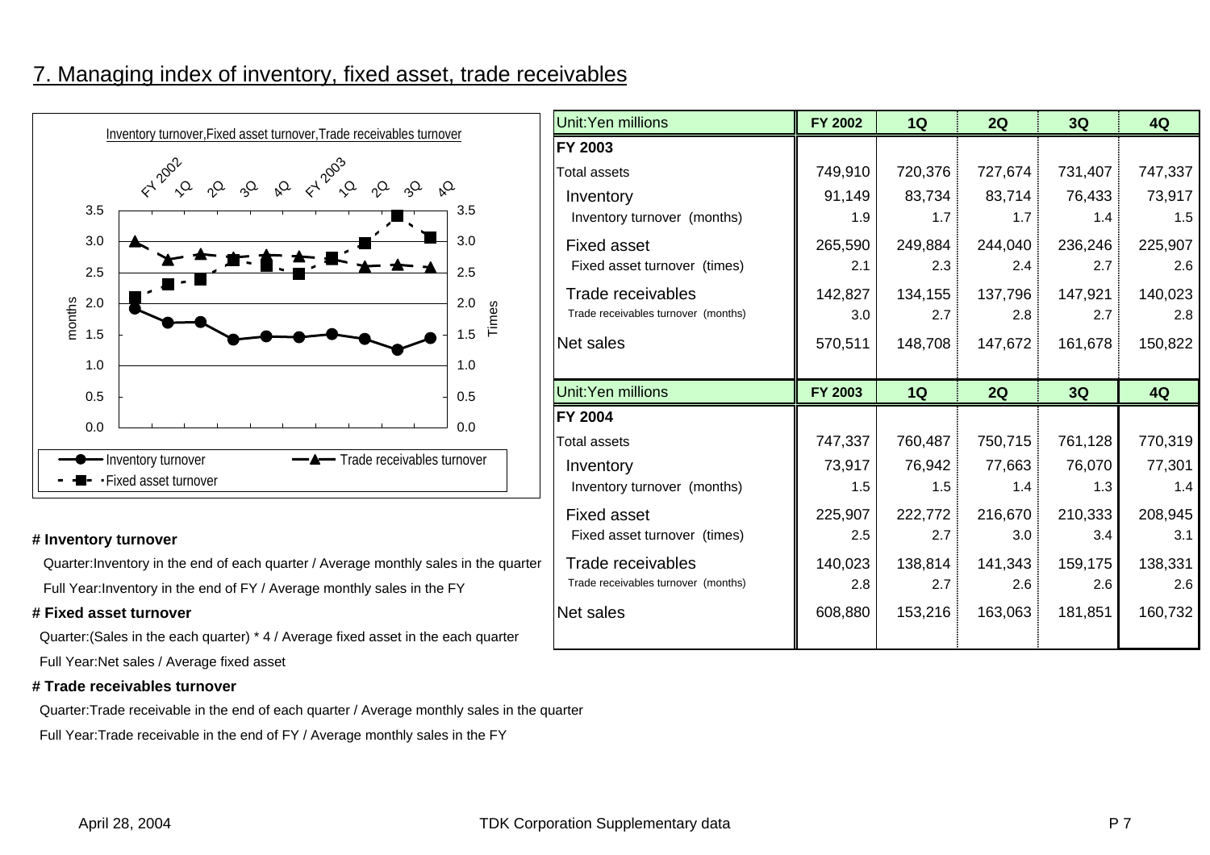## 7. Managing index of inventory, fixed asset, trade receivables

Inventory turnover,Fixed asset turnover,Trade receivables turnover

| Unit:Yen millions | FY 2002 | 1Q | 2Q | 3Q | 4Q |
|---|---|---|---|---|---|
| **FY 2003** | | | | | |
| Total assets | 749,910 | 720,376 | 727,674 | 731,407 | 747,337 |
| Inventory | 91,149 | 83,734 | 83,714 | 76,433 | 73,917 |
| Inventory turnover (months) | 1.9 | 1.7 | 1.7 | 1.4 | 1.5 |
| Fixed asset | 265,590 | 249,884 | 244,040 | 236,246 | 225,907 |
| Fixed asset turnover (times) | 2.1 | 2.3 | 2.4 | 2.7 | 2.6 |
| Trade receivables | 142,827 | 134,155 | 137,796 | 147,921 | 140,023 |
| Trade receivables turnover (months) | 3.0 | 2.7 | 2.8 | 2.7 | 2.8 |
| Net sales | 570,511 | 148,708 | 147,672 | 161,678 | 150,822 |

| Unit:Yen millions | FY 2003 | 1Q | 2Q | 3Q | 4Q |
|---|---|---|---|---|---|
| **FY 2004** | | | | | |
| Total assets | 747,337 | 760,487 | 750,715 | 761,128 | 770,319 |
| Inventory | 73,917 | 76,942 | 77,663 | 76,070 | 77,301 |
| Inventory turnover (months) | 1.5 | 1.5 | 1.4 | 1.3 | 1.4 |
| Fixed asset | 225,907 | 222,772 | 216,670 | 210,333 | 208,945 |
| Fixed asset turnover (times) | 2.5 | 2.7 | 3.0 | 3.4 | 3.1 |
| Trade receivables | 140,023 | 138,814 | 141,343 | 159,175 | 138,331 |
| Trade receivables turnover (months) | 2.8 | 2.7 | 2.6 | 2.6 | 2.6 |
| Net sales | 608,880 | 153,216 | 163,063 | 181,851 | 160,732 |

**# Inventory turnover**

Quarter:Inventory in the end of each quarter / Average monthly sales in the quarter

Full Year:Inventory in the end of FY / Average monthly sales in the FY

**# Fixed asset turnover**

Quarter:(Sales in the each quarter) * 4 / Average fixed asset in the each quarter

Full Year:Net sales / Average fixed asset

**# Trade receivables turnover**

Quarter:Trade receivable in the end of each quarter / Average monthly sales in the quarter

Full Year:Trade receivable in the end of FY / Average monthly sales in the FY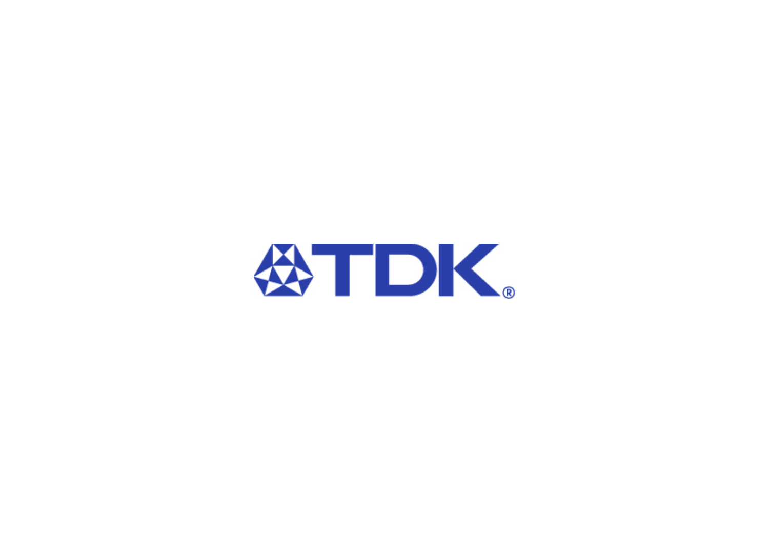TDK®